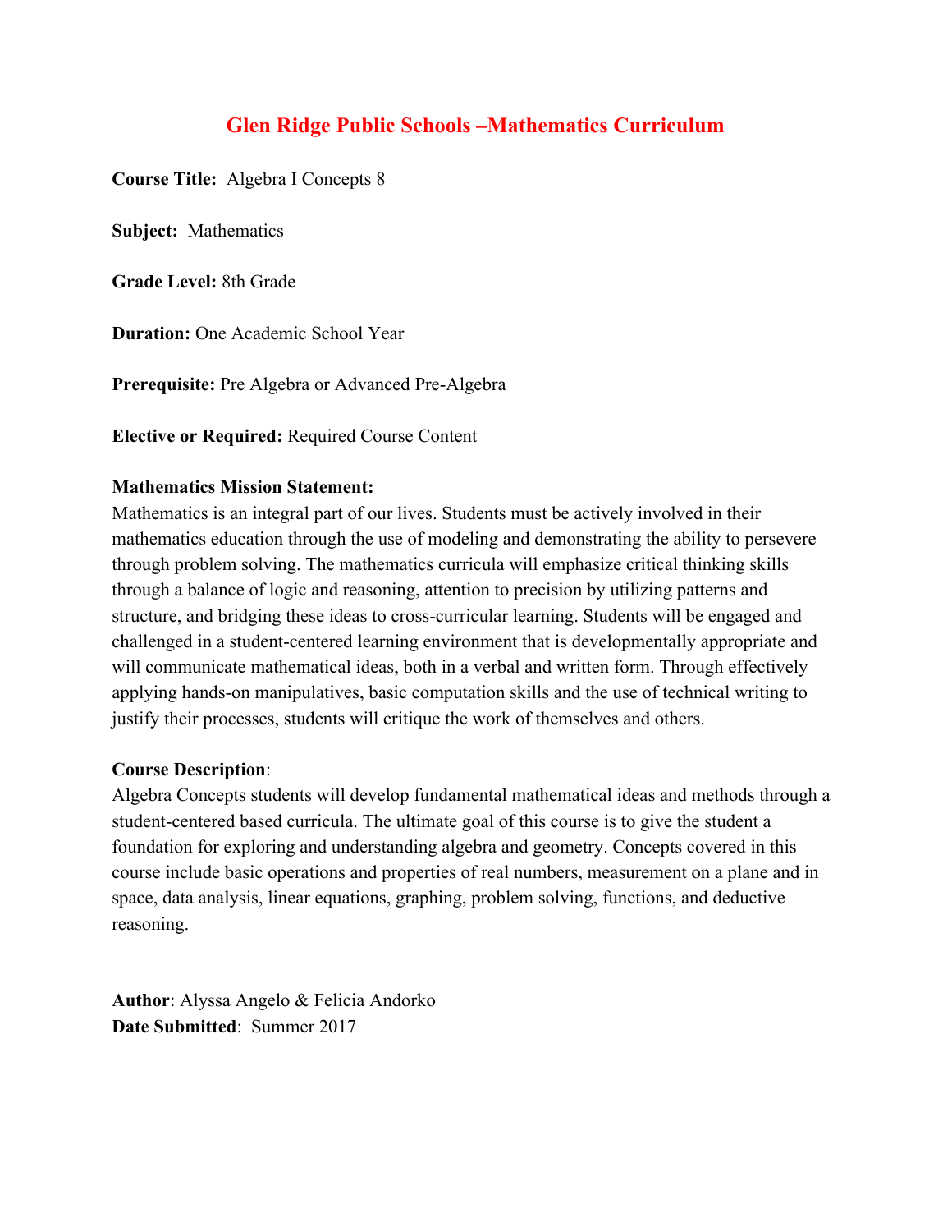# Glen Ridge Public Schools –Mathematics Curriculum

**Course Title:** Algebra I Concepts 8

**Subject:** Mathematics

**Grade Level:** 8th Grade

**Duration:** One Academic School Year

**Prerequisite:** Pre Algebra or Advanced Pre-Algebra

**Elective or Required:** Required Course Content

**Mathematics Mission Statement:**
Mathematics is an integral part of our lives. Students must be actively involved in their mathematics education through the use of modeling and demonstrating the ability to persevere through problem solving. The mathematics curricula will emphasize critical thinking skills through a balance of logic and reasoning, attention to precision by utilizing patterns and structure, and bridging these ideas to cross-curricular learning. Students will be engaged and challenged in a student-centered learning environment that is developmentally appropriate and will communicate mathematical ideas, both in a verbal and written form. Through effectively applying hands-on manipulatives, basic computation skills and the use of technical writing to justify their processes, students will critique the work of themselves and others.

**Course Description**:
Algebra Concepts students will develop fundamental mathematical ideas and methods through a student-centered based curricula. The ultimate goal of this course is to give the student a foundation for exploring and understanding algebra and geometry. Concepts covered in this course include basic operations and properties of real numbers, measurement on a plane and in space, data analysis, linear equations, graphing, problem solving, functions, and deductive reasoning.

**Author**: Alyssa Angelo & Felicia Andorko
**Date Submitted**: Summer 2017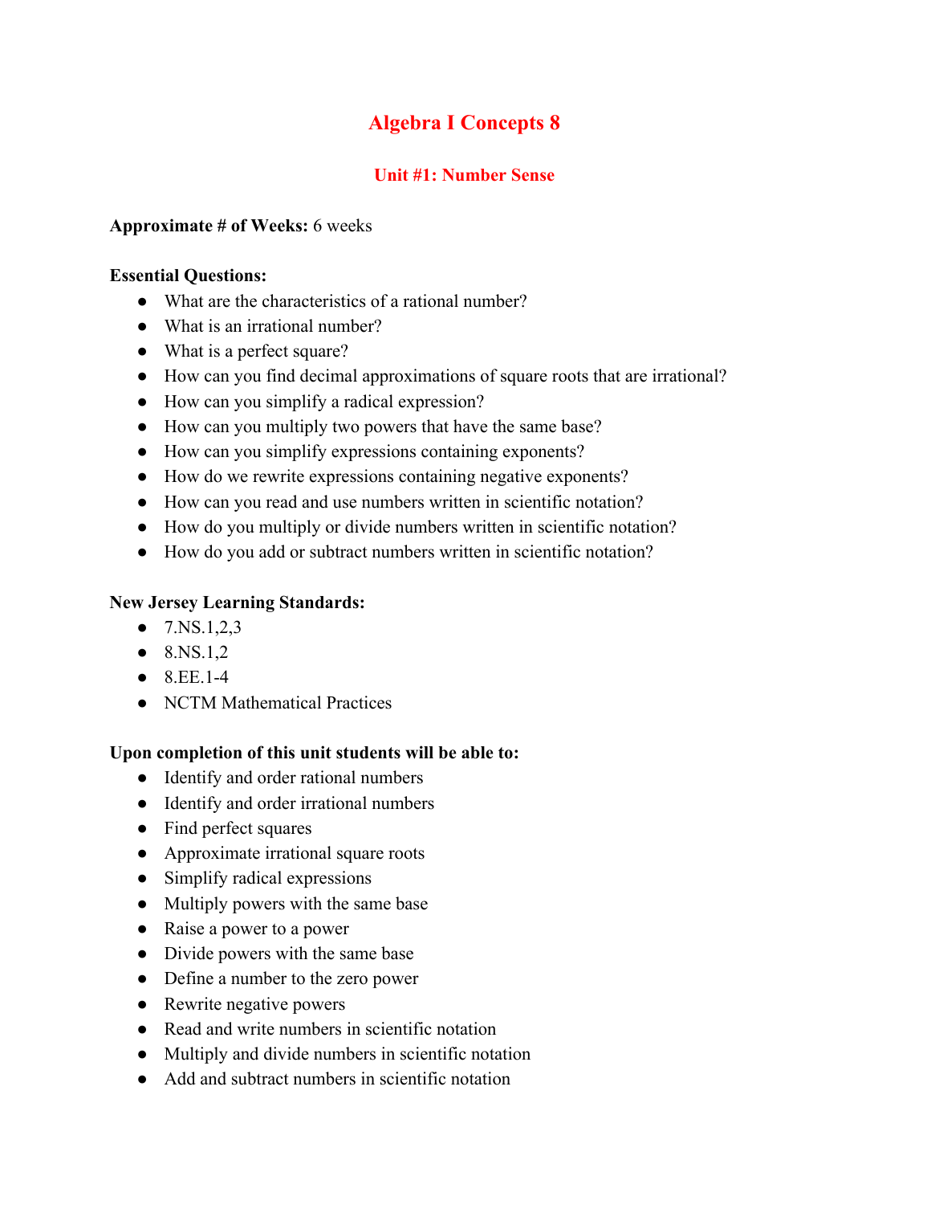# Algebra I Concepts 8

## Unit #1: Number Sense

**Approximate # of Weeks:** 6 weeks

**Essential Questions:**

- What are the characteristics of a rational number?
- What is an irrational number?
- What is a perfect square?
- How can you find decimal approximations of square roots that are irrational?
- How can you simplify a radical expression?
- How can you multiply two powers that have the same base?
- How can you simplify expressions containing exponents?
- How do we rewrite expressions containing negative exponents?
- How can you read and use numbers written in scientific notation?
- How do you multiply or divide numbers written in scientific notation?
- How do you add or subtract numbers written in scientific notation?

**New Jersey Learning Standards:**

- 7.NS.1,2,3
- 8.NS.1,2
- 8.EE.1-4
- NCTM Mathematical Practices

**Upon completion of this unit students will be able to:**

- Identify and order rational numbers
- Identify and order irrational numbers
- Find perfect squares
- Approximate irrational square roots
- Simplify radical expressions
- Multiply powers with the same base
- Raise a power to a power
- Divide powers with the same base
- Define a number to the zero power
- Rewrite negative powers
- Read and write numbers in scientific notation
- Multiply and divide numbers in scientific notation
- Add and subtract numbers in scientific notation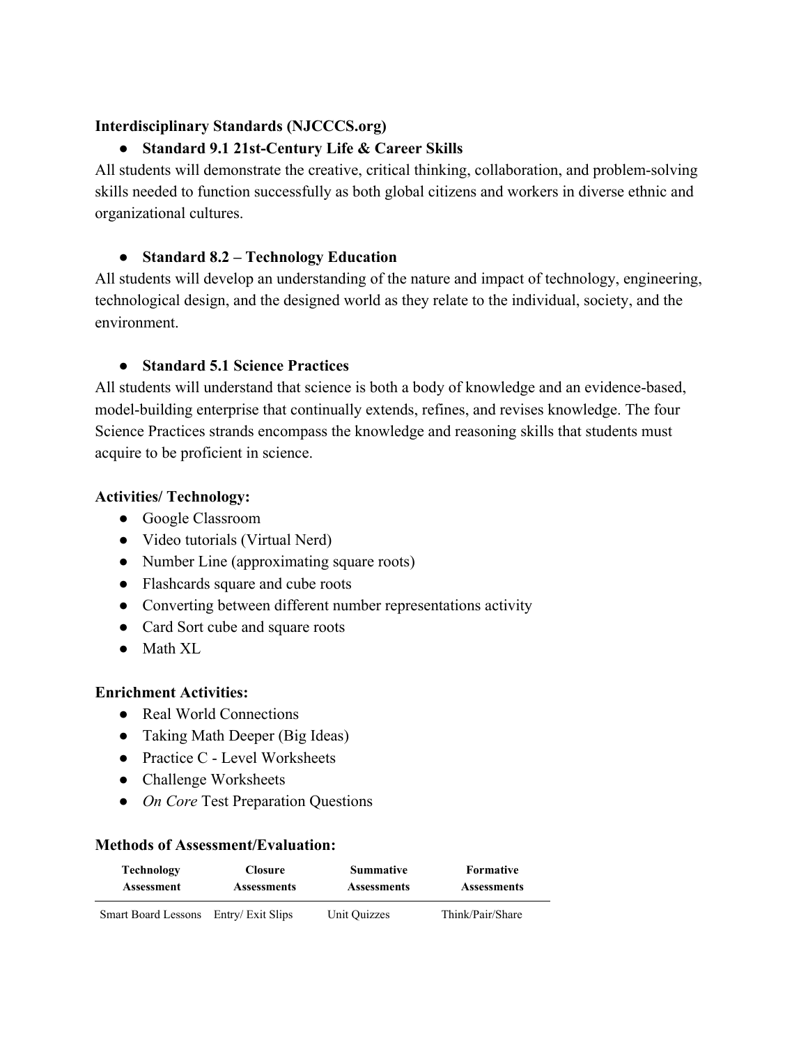**Interdisciplinary Standards (NJCCCS.org)**

- **Standard 9.1 21st-Century Life & Career Skills**

All students will demonstrate the creative, critical thinking, collaboration, and problem-solving skills needed to function successfully as both global citizens and workers in diverse ethnic and organizational cultures.

- **Standard 8.2 – Technology Education**

All students will develop an understanding of the nature and impact of technology, engineering, technological design, and the designed world as they relate to the individual, society, and the environment.

- **Standard 5.1 Science Practices**

All students will understand that science is both a body of knowledge and an evidence-based, model-building enterprise that continually extends, refines, and revises knowledge. The four Science Practices strands encompass the knowledge and reasoning skills that students must acquire to be proficient in science.

**Activities/ Technology:**

- Google Classroom
- Video tutorials (Virtual Nerd)
- Number Line (approximating square roots)
- Flashcards square and cube roots
- Converting between different number representations activity
- Card Sort cube and square roots
- Math XL

**Enrichment Activities:**

- Real World Connections
- Taking Math Deeper (Big Ideas)
- Practice C - Level Worksheets
- Challenge Worksheets
- *On Core* Test Preparation Questions

**Methods of Assessment/Evaluation:**

| Technology Assessment | Closure Assessments | Summative Assessments | Formative Assessments |
|---|---|---|---|
| Smart Board Lessons | Entry/ Exit Slips | Unit Quizzes | Think/Pair/Share |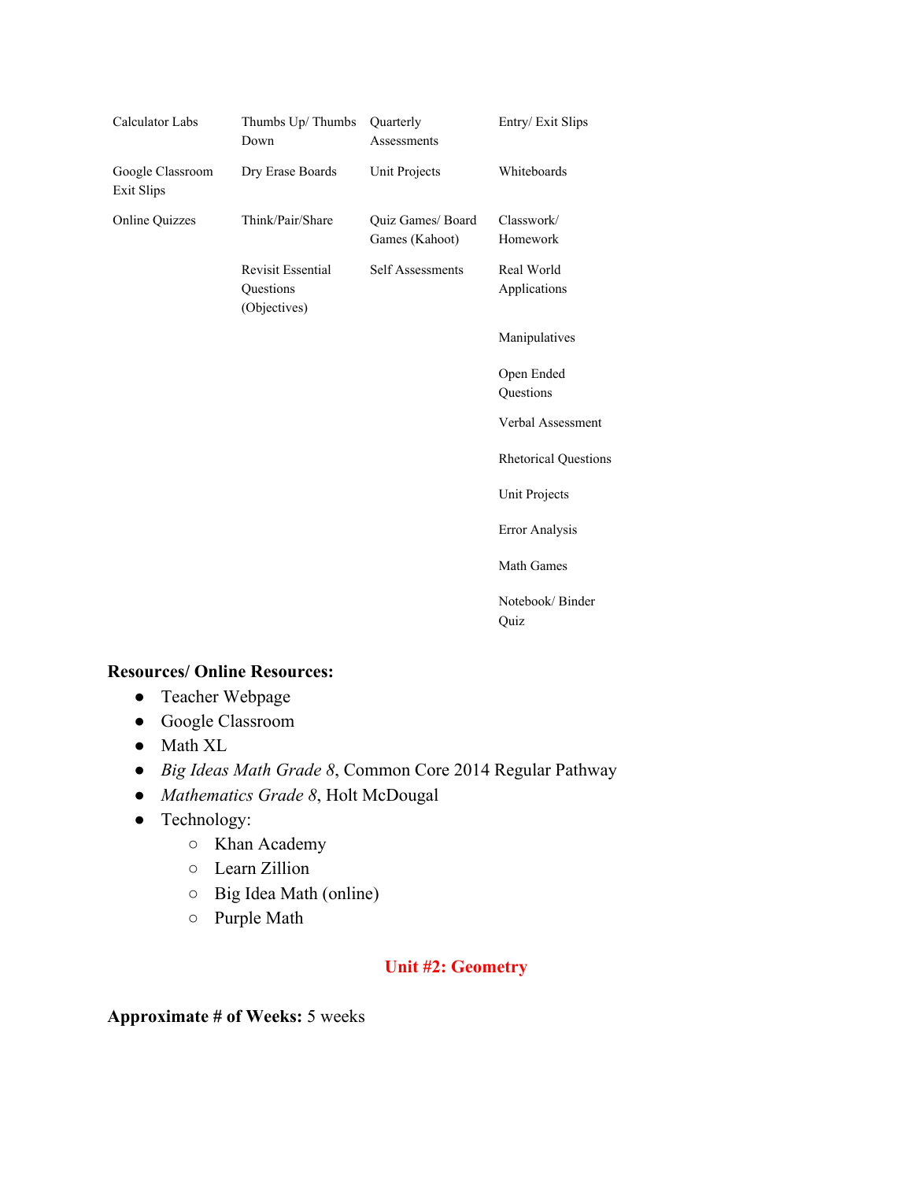| | | | |
|---|---|---|---|
| Calculator Labs | Thumbs Up/ Thumbs Down | Quarterly Assessments | Entry/ Exit Slips |
| Google Classroom Exit Slips | Dry Erase Boards | Unit Projects | Whiteboards |
| Online Quizzes | Think/Pair/Share | Quiz Games/ Board Games (Kahoot) | Classwork/ Homework |
| | Revisit Essential Questions (Objectives) | Self Assessments | Real World Applications |
| | | | Manipulatives |
| | | | Open Ended Questions |
| | | | Verbal Assessment |
| | | | Rhetorical Questions |
| | | | Unit Projects |
| | | | Error Analysis |
| | | | Math Games |
| | | | Notebook/ Binder Quiz |

**Resources/ Online Resources:**

- Teacher Webpage
- Google Classroom
- Math XL
- *Big Ideas Math Grade 8*, Common Core 2014 Regular Pathway
- *Mathematics Grade 8*, Holt McDougal
- Technology:
  - Khan Academy
  - Learn Zillion
  - Big Idea Math (online)
  - Purple Math

## Unit #2: Geometry

**Approximate # of Weeks:** 5 weeks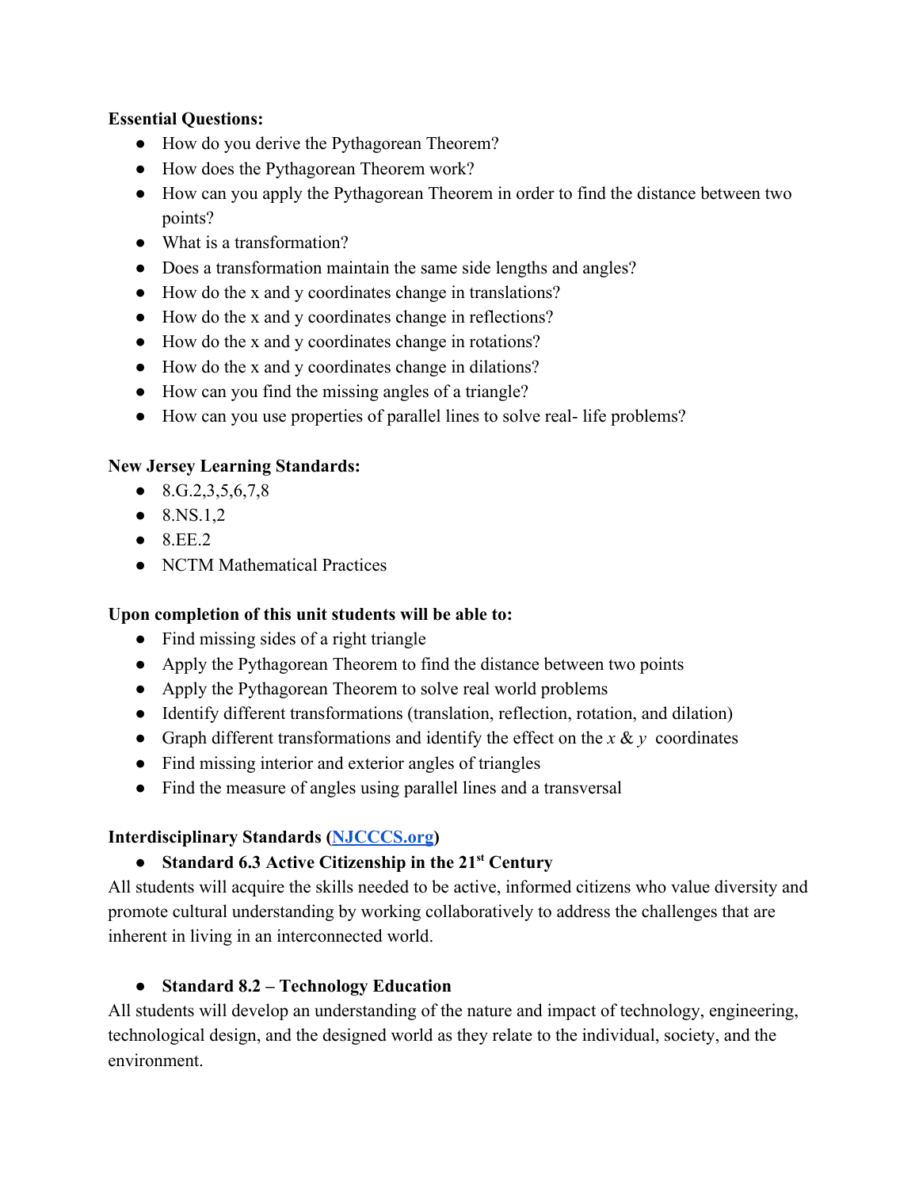**Essential Questions:**

- How do you derive the Pythagorean Theorem?
- How does the Pythagorean Theorem work?
- How can you apply the Pythagorean Theorem in order to find the distance between two points?
- What is a transformation?
- Does a transformation maintain the same side lengths and angles?
- How do the x and y coordinates change in translations?
- How do the x and y coordinates change in reflections?
- How do the x and y coordinates change in rotations?
- How do the x and y coordinates change in dilations?
- How can you find the missing angles of a triangle?
- How can you use properties of parallel lines to solve real- life problems?

**New Jersey Learning Standards:**

- 8.G.2,3,5,6,7,8
- 8.NS.1,2
- 8.EE.2
- NCTM Mathematical Practices

**Upon completion of this unit students will be able to:**

- Find missing sides of a right triangle
- Apply the Pythagorean Theorem to find the distance between two points
- Apply the Pythagorean Theorem to solve real world problems
- Identify different transformations (translation, reflection, rotation, and dilation)
- Graph different transformations and identify the effect on the $x$ & $y$ coordinates
- Find missing interior and exterior angles of triangles
- Find the measure of angles using parallel lines and a transversal

**Interdisciplinary Standards ([NJCCCS.org](NJCCCS.org))**

- **Standard 6.3 Active Citizenship in the 21st Century**

All students will acquire the skills needed to be active, informed citizens who value diversity and promote cultural understanding by working collaboratively to address the challenges that are inherent in living in an interconnected world.

- **Standard 8.2 – Technology Education**

All students will develop an understanding of the nature and impact of technology, engineering, technological design, and the designed world as they relate to the individual, society, and the environment.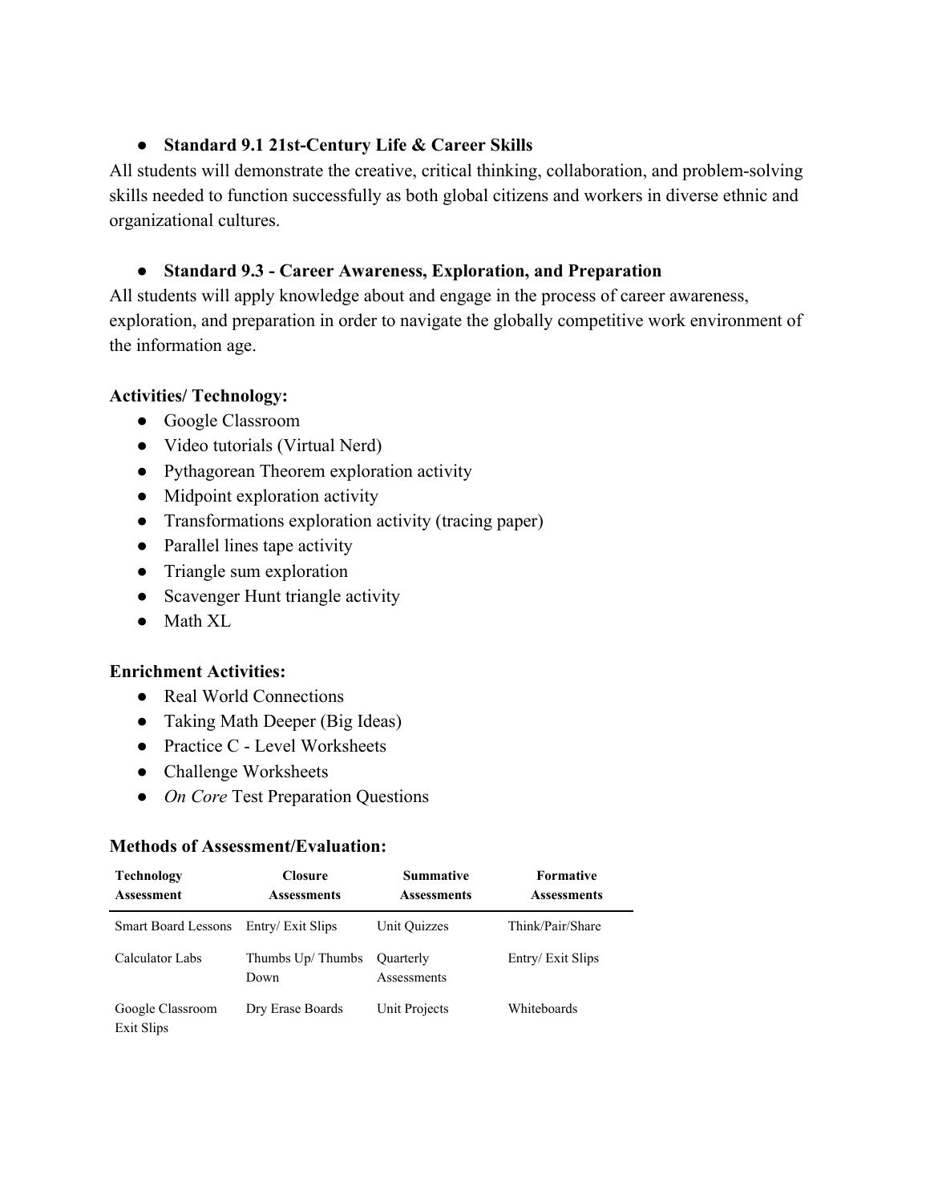- **Standard 9.1 21st-Century Life & Career Skills**

All students will demonstrate the creative, critical thinking, collaboration, and problem-solving skills needed to function successfully as both global citizens and workers in diverse ethnic and organizational cultures.

- **Standard 9.3 - Career Awareness, Exploration, and Preparation**

All students will apply knowledge about and engage in the process of career awareness, exploration, and preparation in order to navigate the globally competitive work environment of the information age.

**Activities/ Technology:**

- Google Classroom
- Video tutorials (Virtual Nerd)
- Pythagorean Theorem exploration activity
- Midpoint exploration activity
- Transformations exploration activity (tracing paper)
- Parallel lines tape activity
- Triangle sum exploration
- Scavenger Hunt triangle activity
- Math XL

**Enrichment Activities:**

- Real World Connections
- Taking Math Deeper (Big Ideas)
- Practice C - Level Worksheets
- Challenge Worksheets
- *On Core* Test Preparation Questions

**Methods of Assessment/Evaluation:**

| Technology Assessment | Closure Assessments | Summative Assessments | Formative Assessments |
|---|---|---|---|
| Smart Board Lessons | Entry/ Exit Slips | Unit Quizzes | Think/Pair/Share |
| Calculator Labs | Thumbs Up/ Thumbs Down | Quarterly Assessments | Entry/ Exit Slips |
| Google Classroom Exit Slips | Dry Erase Boards | Unit Projects | Whiteboards |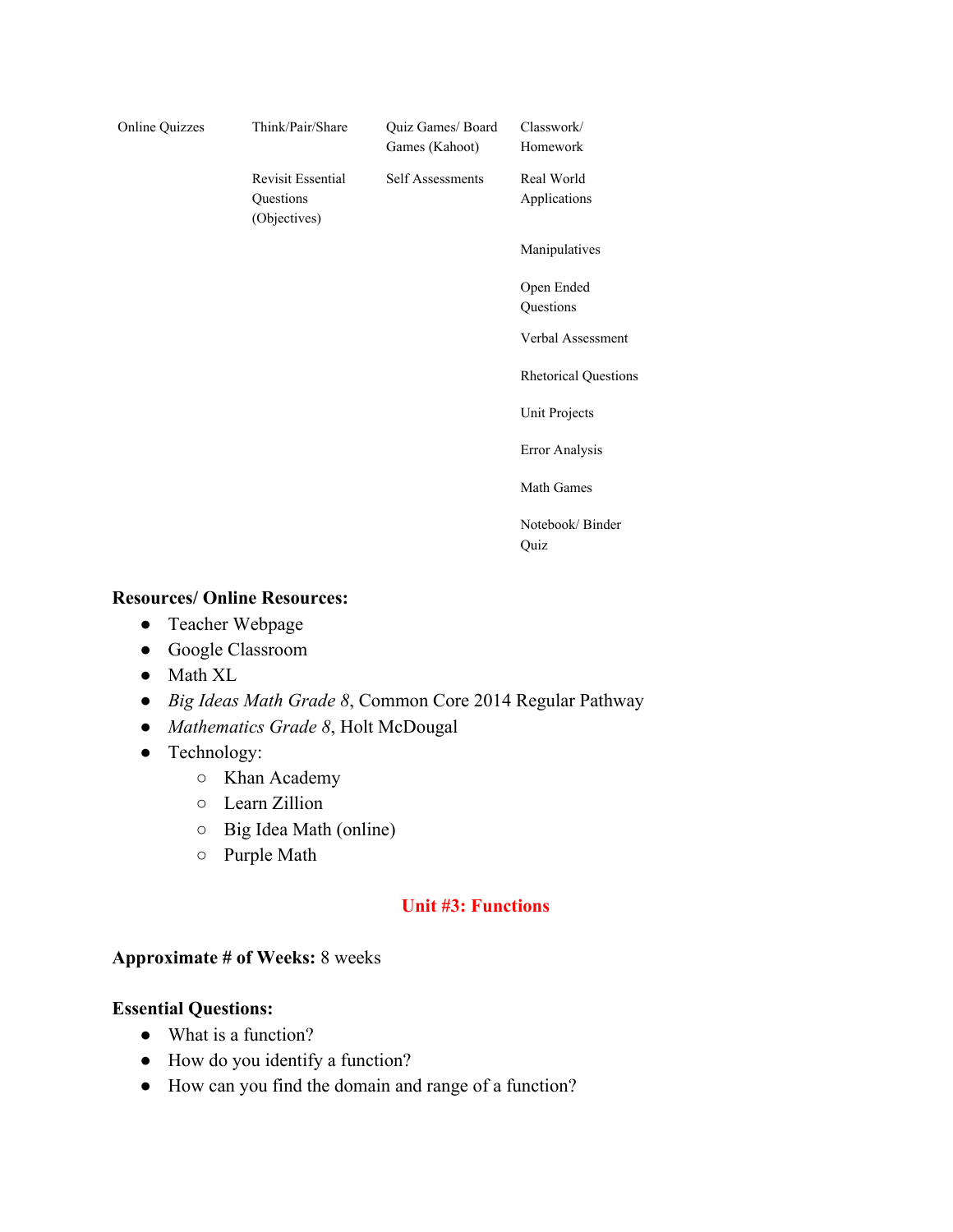| | | | |
|---|---|---|---|
| Online Quizzes | Think/Pair/Share | Quiz Games/ Board Games (Kahoot) | Classwork/ Homework |
| | Revisit Essential Questions (Objectives) | Self Assessments | Real World Applications |
| | | | Manipulatives |
| | | | Open Ended Questions |
| | | | Verbal Assessment |
| | | | Rhetorical Questions |
| | | | Unit Projects |
| | | | Error Analysis |
| | | | Math Games |
| | | | Notebook/ Binder Quiz |

**Resources/ Online Resources:**

- Teacher Webpage
- Google Classroom
- Math XL
- *Big Ideas Math Grade 8*, Common Core 2014 Regular Pathway
- *Mathematics Grade 8*, Holt McDougal
- Technology:
  - Khan Academy
  - Learn Zillion
  - Big Idea Math (online)
  - Purple Math

## Unit #3: Functions

**Approximate # of Weeks:** 8 weeks

**Essential Questions:**

- What is a function?
- How do you identify a function?
- How can you find the domain and range of a function?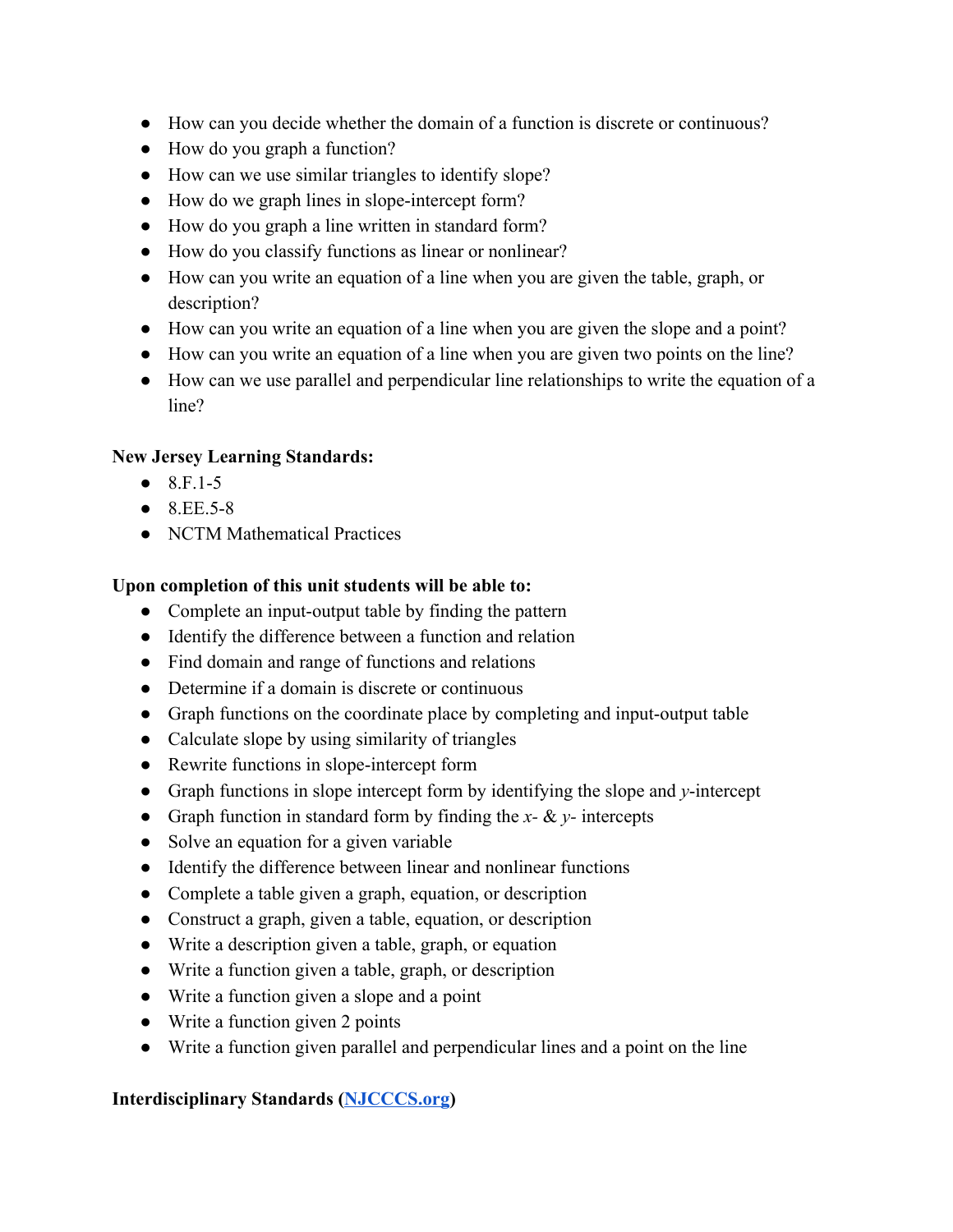- How can you decide whether the domain of a function is discrete or continuous?
- How do you graph a function?
- How can we use similar triangles to identify slope?
- How do we graph lines in slope-intercept form?
- How do you graph a line written in standard form?
- How do you classify functions as linear or nonlinear?
- How can you write an equation of a line when you are given the table, graph, or description?
- How can you write an equation of a line when you are given the slope and a point?
- How can you write an equation of a line when you are given two points on the line?
- How can we use parallel and perpendicular line relationships to write the equation of a line?

**New Jersey Learning Standards:**

- 8.F.1-5
- 8.EE.5-8
- NCTM Mathematical Practices

**Upon completion of this unit students will be able to:**

- Complete an input-output table by finding the pattern
- Identify the difference between a function and relation
- Find domain and range of functions and relations
- Determine if a domain is discrete or continuous
- Graph functions on the coordinate place by completing and input-output table
- Calculate slope by using similarity of triangles
- Rewrite functions in slope-intercept form
- Graph functions in slope intercept form by identifying the slope and $y$-intercept
- Graph function in standard form by finding the $x$- & $y$- intercepts
- Solve an equation for a given variable
- Identify the difference between linear and nonlinear functions
- Complete a table given a graph, equation, or description
- Construct a graph, given a table, equation, or description
- Write a description given a table, graph, or equation
- Write a function given a table, graph, or description
- Write a function given a slope and a point
- Write a function given 2 points
- Write a function given parallel and perpendicular lines and a point on the line

**Interdisciplinary Standards ([NJCCCS.org](NJCCCS.org))**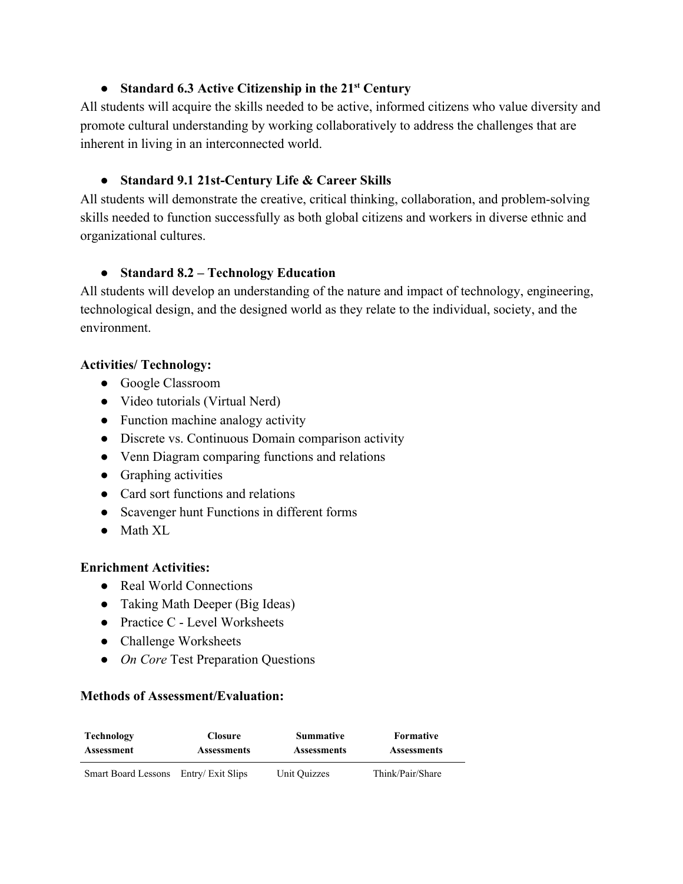- **Standard 6.3 Active Citizenship in the 21st Century**

All students will acquire the skills needed to be active, informed citizens who value diversity and promote cultural understanding by working collaboratively to address the challenges that are inherent in living in an interconnected world.

- **Standard 9.1 21st-Century Life & Career Skills**

All students will demonstrate the creative, critical thinking, collaboration, and problem-solving skills needed to function successfully as both global citizens and workers in diverse ethnic and organizational cultures.

- **Standard 8.2 – Technology Education**

All students will develop an understanding of the nature and impact of technology, engineering, technological design, and the designed world as they relate to the individual, society, and the environment.

**Activities/ Technology:**

- Google Classroom
- Video tutorials (Virtual Nerd)
- Function machine analogy activity
- Discrete vs. Continuous Domain comparison activity
- Venn Diagram comparing functions and relations
- Graphing activities
- Card sort functions and relations
- Scavenger hunt Functions in different forms
- Math XL

**Enrichment Activities:**

- Real World Connections
- Taking Math Deeper (Big Ideas)
- Practice C - Level Worksheets
- Challenge Worksheets
- *On Core* Test Preparation Questions

**Methods of Assessment/Evaluation:**

| Technology Assessment | Closure Assessments | Summative Assessments | Formative Assessments |
|---|---|---|---|
| Smart Board Lessons | Entry/ Exit Slips | Unit Quizzes | Think/Pair/Share |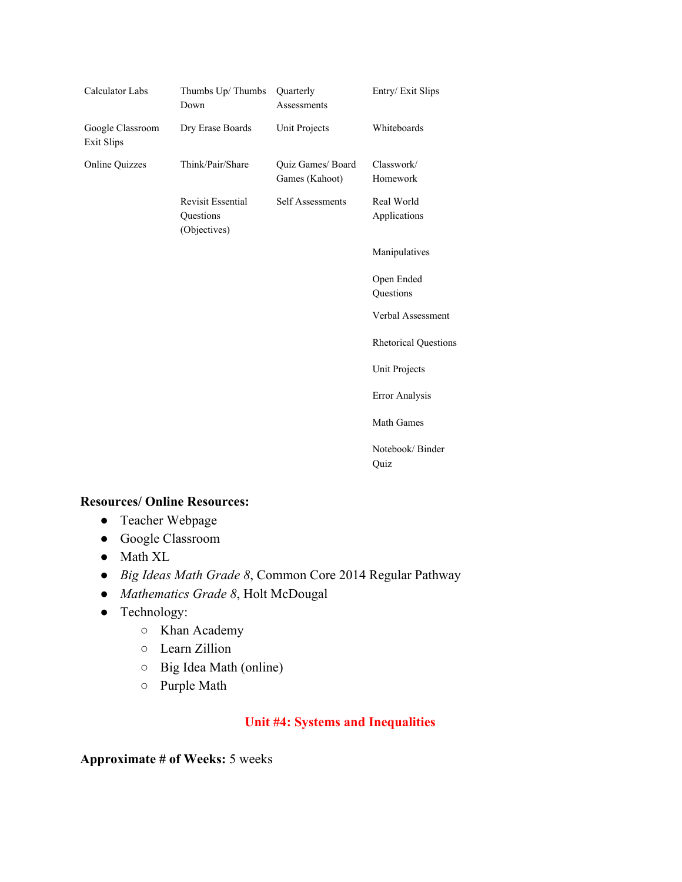| | | | |
|---|---|---|---|
| Calculator Labs | Thumbs Up/ Thumbs Down | Quarterly Assessments | Entry/ Exit Slips |
| Google Classroom Exit Slips | Dry Erase Boards | Unit Projects | Whiteboards |
| Online Quizzes | Think/Pair/Share | Quiz Games/ Board Games (Kahoot) | Classwork/ Homework |
| | Revisit Essential Questions (Objectives) | Self Assessments | Real World Applications |
| | | | Manipulatives |
| | | | Open Ended Questions |
| | | | Verbal Assessment |
| | | | Rhetorical Questions |
| | | | Unit Projects |
| | | | Error Analysis |
| | | | Math Games |
| | | | Notebook/ Binder Quiz |

**Resources/ Online Resources:**

- Teacher Webpage
- Google Classroom
- Math XL
- *Big Ideas Math Grade 8*, Common Core 2014 Regular Pathway
- *Mathematics Grade 8*, Holt McDougal
- Technology:
  - Khan Academy
  - Learn Zillion
  - Big Idea Math (online)
  - Purple Math

## Unit #4: Systems and Inequalities

**Approximate # of Weeks:** 5 weeks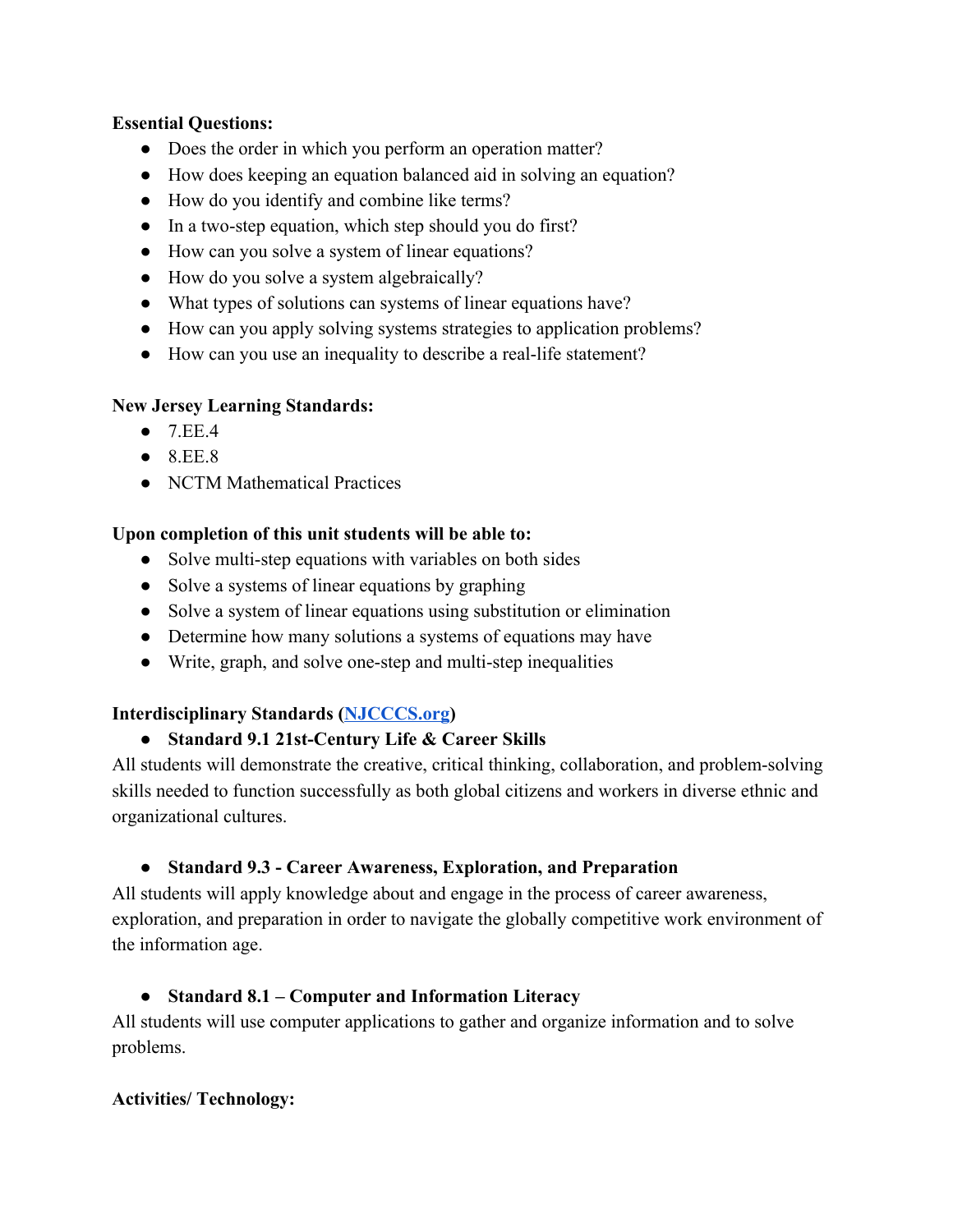**Essential Questions:**

- Does the order in which you perform an operation matter?
- How does keeping an equation balanced aid in solving an equation?
- How do you identify and combine like terms?
- In a two-step equation, which step should you do first?
- How can you solve a system of linear equations?
- How do you solve a system algebraically?
- What types of solutions can systems of linear equations have?
- How can you apply solving systems strategies to application problems?
- How can you use an inequality to describe a real-life statement?

**New Jersey Learning Standards:**

- 7.EE.4
- 8.EE.8
- NCTM Mathematical Practices

**Upon completion of this unit students will be able to:**

- Solve multi-step equations with variables on both sides
- Solve a systems of linear equations by graphing
- Solve a system of linear equations using substitution or elimination
- Determine how many solutions a systems of equations may have
- Write, graph, and solve one-step and multi-step inequalities

**Interdisciplinary Standards ([NJCCCS.org](NJCCCS.org))**

- **Standard 9.1 21st-Century Life & Career Skills**

All students will demonstrate the creative, critical thinking, collaboration, and problem-solving skills needed to function successfully as both global citizens and workers in diverse ethnic and organizational cultures.

- **Standard 9.3 - Career Awareness, Exploration, and Preparation**

All students will apply knowledge about and engage in the process of career awareness, exploration, and preparation in order to navigate the globally competitive work environment of the information age.

- **Standard 8.1 – Computer and Information Literacy**

All students will use computer applications to gather and organize information and to solve problems.

**Activities/ Technology:**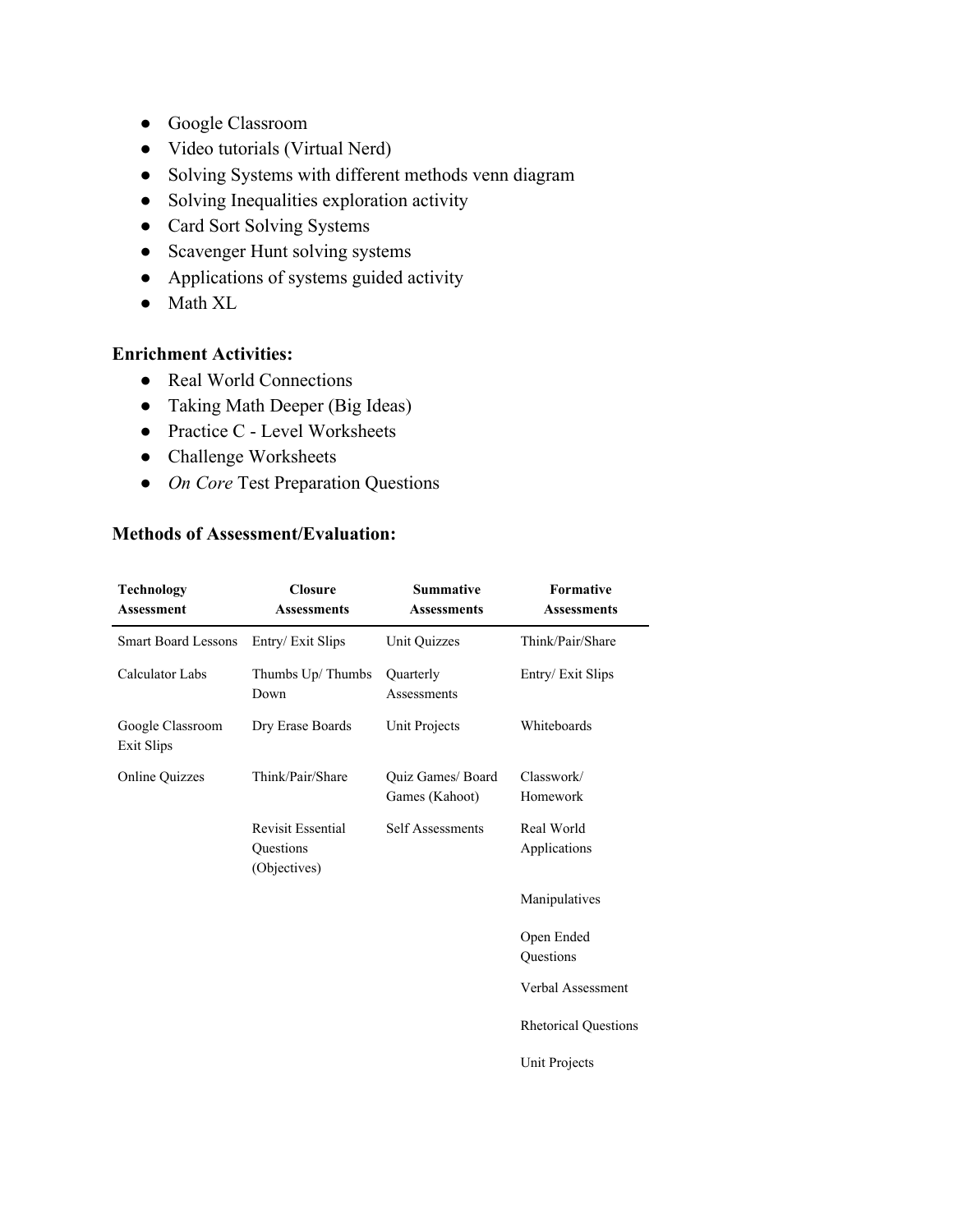- Google Classroom
- Video tutorials (Virtual Nerd)
- Solving Systems with different methods venn diagram
- Solving Inequalities exploration activity
- Card Sort Solving Systems
- Scavenger Hunt solving systems
- Applications of systems guided activity
- Math XL

**Enrichment Activities:**

- Real World Connections
- Taking Math Deeper (Big Ideas)
- Practice C - Level Worksheets
- Challenge Worksheets
- *On Core* Test Preparation Questions

**Methods of Assessment/Evaluation:**

| Technology Assessment | Closure Assessments | Summative Assessments | Formative Assessments |
|---|---|---|---|
| Smart Board Lessons | Entry/ Exit Slips | Unit Quizzes | Think/Pair/Share |
| Calculator Labs | Thumbs Up/ Thumbs Down | Quarterly Assessments | Entry/ Exit Slips |
| Google Classroom Exit Slips | Dry Erase Boards | Unit Projects | Whiteboards |
| Online Quizzes | Think/Pair/Share | Quiz Games/ Board Games (Kahoot) | Classwork/ Homework |
| | Revisit Essential Questions (Objectives) | Self Assessments | Real World Applications |
| | | | Manipulatives |
| | | | Open Ended Questions |
| | | | Verbal Assessment |
| | | | Rhetorical Questions |
| | | | Unit Projects |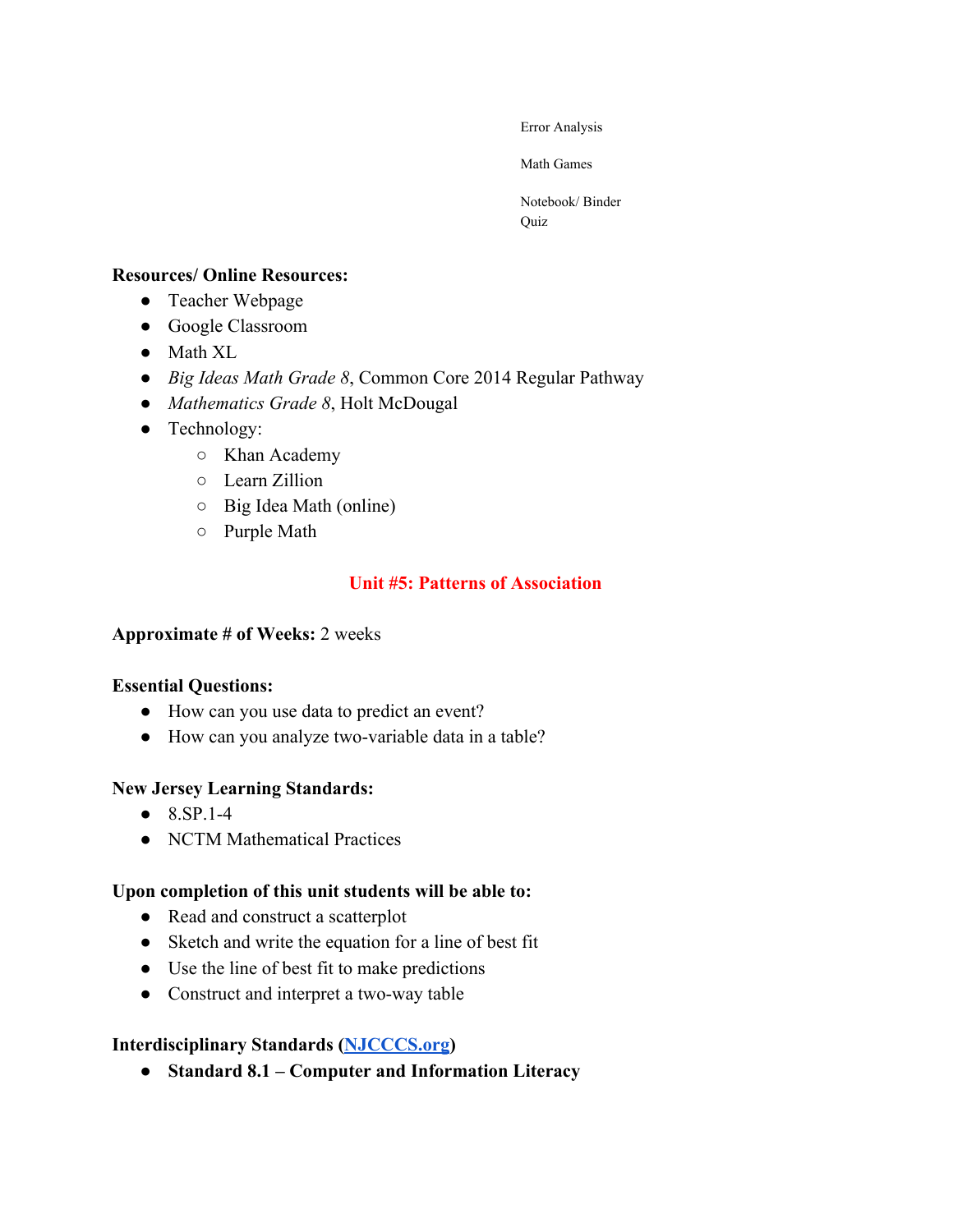Error Analysis

Math Games

Notebook/ Binder
Quiz

**Resources/ Online Resources:**

- Teacher Webpage
- Google Classroom
- Math XL
- *Big Ideas Math Grade 8*, Common Core 2014 Regular Pathway
- *Mathematics Grade 8*, Holt McDougal
- Technology:
  - Khan Academy
  - Learn Zillion
  - Big Idea Math (online)
  - Purple Math

## Unit #5: Patterns of Association

**Approximate # of Weeks:** 2 weeks

**Essential Questions:**

- How can you use data to predict an event?
- How can you analyze two-variable data in a table?

**New Jersey Learning Standards:**

- 8.SP.1-4
- NCTM Mathematical Practices

**Upon completion of this unit students will be able to:**

- Read and construct a scatterplot
- Sketch and write the equation for a line of best fit
- Use the line of best fit to make predictions
- Construct and interpret a two-way table

**Interdisciplinary Standards ([NJCCCS.org](NJCCCS.org))**

- **Standard 8.1 – Computer and Information Literacy**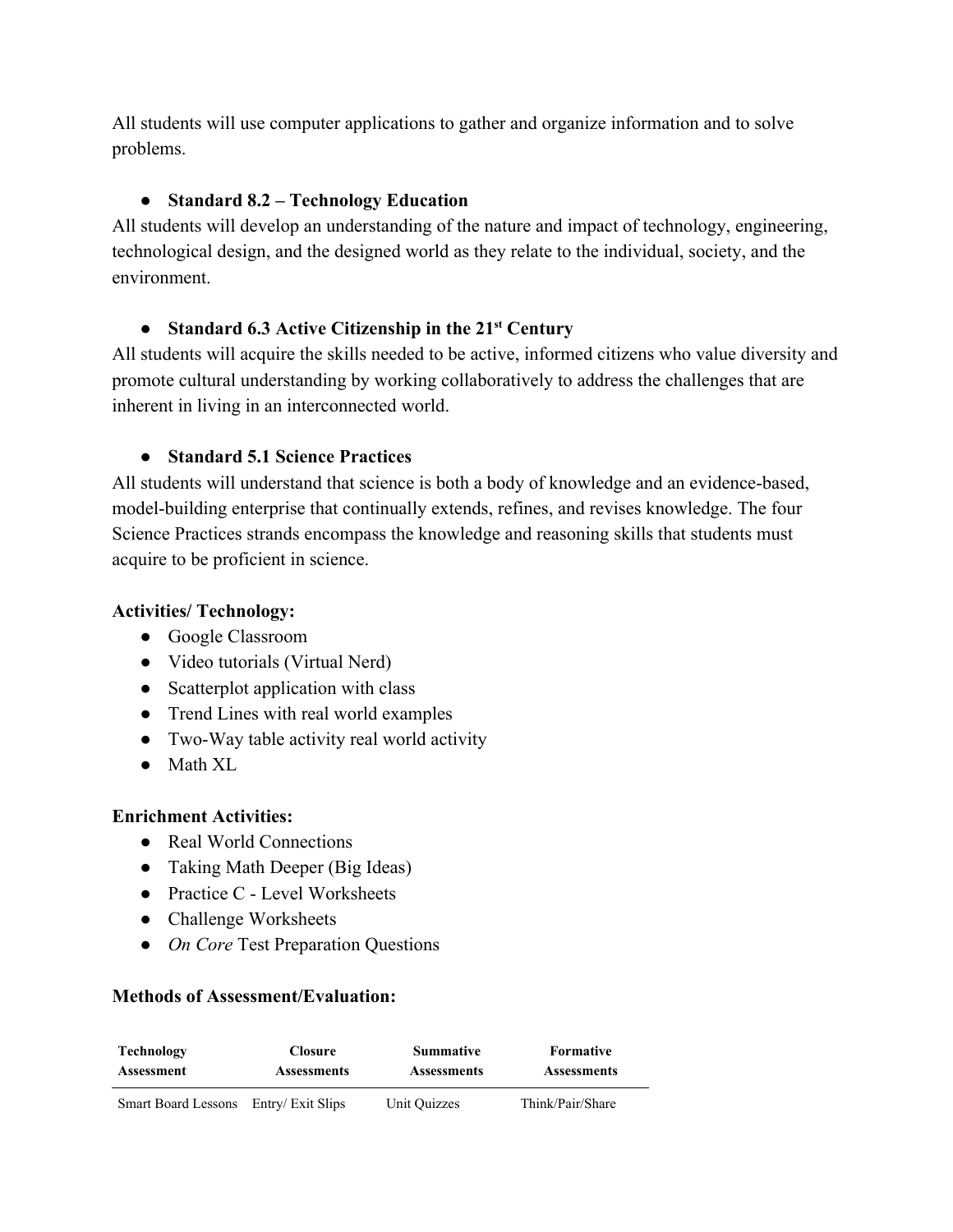All students will use computer applications to gather and organize information and to solve problems.

- **Standard 8.2 – Technology Education**

All students will develop an understanding of the nature and impact of technology, engineering, technological design, and the designed world as they relate to the individual, society, and the environment.

- **Standard 6.3 Active Citizenship in the 21st Century**

All students will acquire the skills needed to be active, informed citizens who value diversity and promote cultural understanding by working collaboratively to address the challenges that are inherent in living in an interconnected world.

- **Standard 5.1 Science Practices**

All students will understand that science is both a body of knowledge and an evidence-based, model-building enterprise that continually extends, refines, and revises knowledge. The four Science Practices strands encompass the knowledge and reasoning skills that students must acquire to be proficient in science.

**Activities/ Technology:**

- Google Classroom
- Video tutorials (Virtual Nerd)
- Scatterplot application with class
- Trend Lines with real world examples
- Two-Way table activity real world activity
- Math XL

**Enrichment Activities:**

- Real World Connections
- Taking Math Deeper (Big Ideas)
- Practice C - Level Worksheets
- Challenge Worksheets
- *On Core* Test Preparation Questions

**Methods of Assessment/Evaluation:**

| Technology Assessment | Closure Assessments | Summative Assessments | Formative Assessments |
|---|---|---|---|
| Smart Board Lessons | Entry/ Exit Slips | Unit Quizzes | Think/Pair/Share |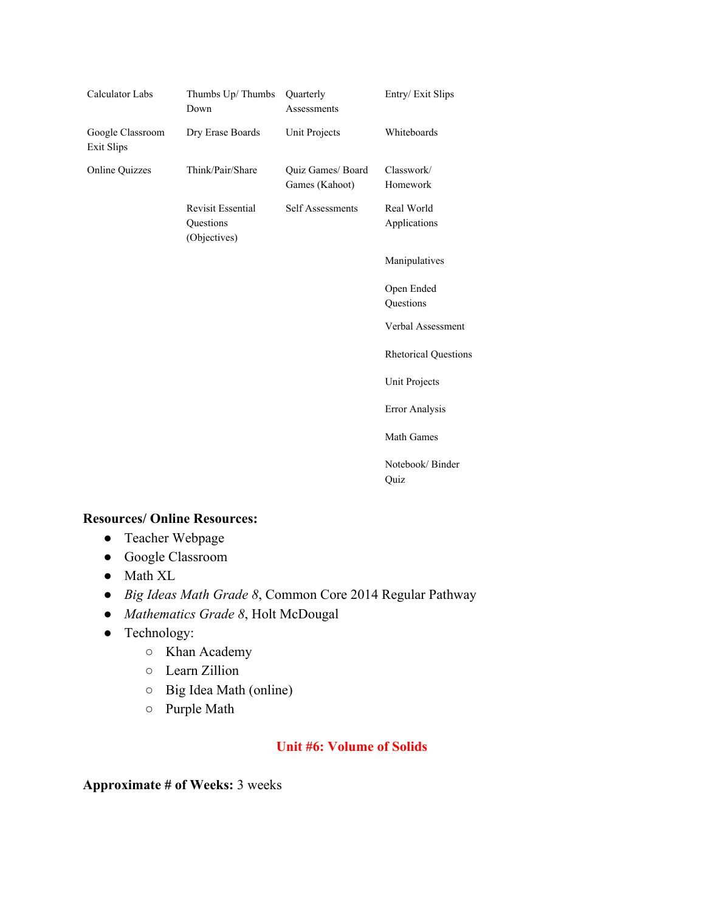| | | | |
|---|---|---|---|
| Calculator Labs | Thumbs Up/ Thumbs Down | Quarterly Assessments | Entry/ Exit Slips |
| Google Classroom Exit Slips | Dry Erase Boards | Unit Projects | Whiteboards |
| Online Quizzes | Think/Pair/Share | Quiz Games/ Board Games (Kahoot) | Classwork/ Homework |
| | Revisit Essential Questions (Objectives) | Self Assessments | Real World Applications |
| | | | Manipulatives |
| | | | Open Ended Questions |
| | | | Verbal Assessment |
| | | | Rhetorical Questions |
| | | | Unit Projects |
| | | | Error Analysis |
| | | | Math Games |
| | | | Notebook/ Binder Quiz |

**Resources/ Online Resources:**

- Teacher Webpage
- Google Classroom
- Math XL
- *Big Ideas Math Grade 8*, Common Core 2014 Regular Pathway
- *Mathematics Grade 8*, Holt McDougal
- Technology:
  - Khan Academy
  - Learn Zillion
  - Big Idea Math (online)
  - Purple Math

## Unit #6: Volume of Solids

**Approximate # of Weeks:** 3 weeks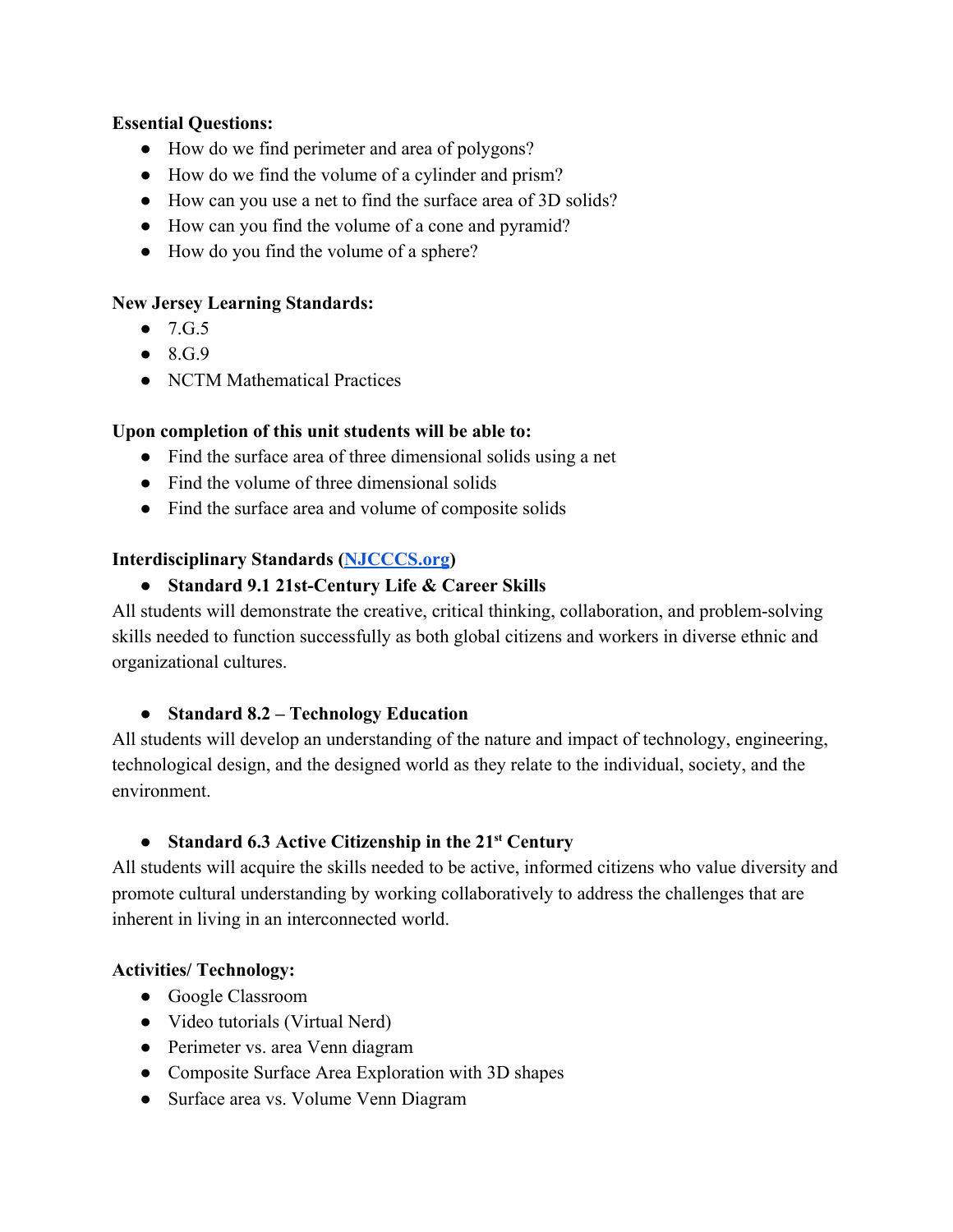**Essential Questions:**

- How do we find perimeter and area of polygons?
- How do we find the volume of a cylinder and prism?
- How can you use a net to find the surface area of 3D solids?
- How can you find the volume of a cone and pyramid?
- How do you find the volume of a sphere?

**New Jersey Learning Standards:**

- 7.G.5
- 8.G.9
- NCTM Mathematical Practices

**Upon completion of this unit students will be able to:**

- Find the surface area of three dimensional solids using a net
- Find the volume of three dimensional solids
- Find the surface area and volume of composite solids

**Interdisciplinary Standards ([NJCCCS.org](NJCCCS.org))**

- **Standard 9.1 21st-Century Life & Career Skills**

All students will demonstrate the creative, critical thinking, collaboration, and problem-solving skills needed to function successfully as both global citizens and workers in diverse ethnic and organizational cultures.

- **Standard 8.2 – Technology Education**

All students will develop an understanding of the nature and impact of technology, engineering, technological design, and the designed world as they relate to the individual, society, and the environment.

- **Standard 6.3 Active Citizenship in the 21st Century**

All students will acquire the skills needed to be active, informed citizens who value diversity and promote cultural understanding by working collaboratively to address the challenges that are inherent in living in an interconnected world.

**Activities/ Technology:**

- Google Classroom
- Video tutorials (Virtual Nerd)
- Perimeter vs. area Venn diagram
- Composite Surface Area Exploration with 3D shapes
- Surface area vs. Volume Venn Diagram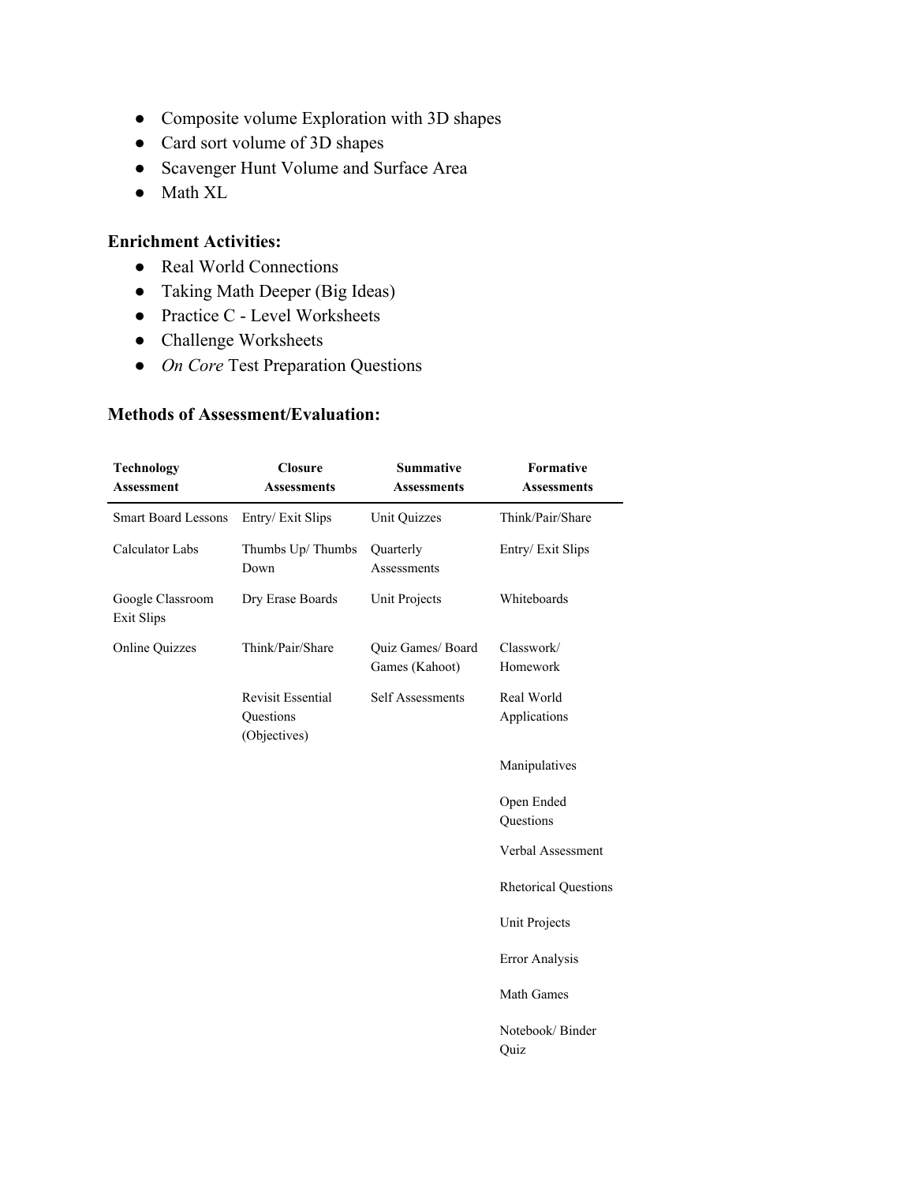- Composite volume Exploration with 3D shapes
- Card sort volume of 3D shapes
- Scavenger Hunt Volume and Surface Area
- Math XL

**Enrichment Activities:**

- Real World Connections
- Taking Math Deeper (Big Ideas)
- Practice C - Level Worksheets
- Challenge Worksheets
- *On Core* Test Preparation Questions

**Methods of Assessment/Evaluation:**

| Technology Assessment | Closure Assessments | Summative Assessments | Formative Assessments |
|---|---|---|---|
| Smart Board Lessons | Entry/ Exit Slips | Unit Quizzes | Think/Pair/Share |
| Calculator Labs | Thumbs Up/ Thumbs Down | Quarterly Assessments | Entry/ Exit Slips |
| Google Classroom Exit Slips | Dry Erase Boards | Unit Projects | Whiteboards |
| Online Quizzes | Think/Pair/Share | Quiz Games/ Board Games (Kahoot) | Classwork/ Homework |
| | Revisit Essential Questions (Objectives) | Self Assessments | Real World Applications |
| | | | Manipulatives |
| | | | Open Ended Questions |
| | | | Verbal Assessment |
| | | | Rhetorical Questions |
| | | | Unit Projects |
| | | | Error Analysis |
| | | | Math Games |
| | | | Notebook/ Binder Quiz |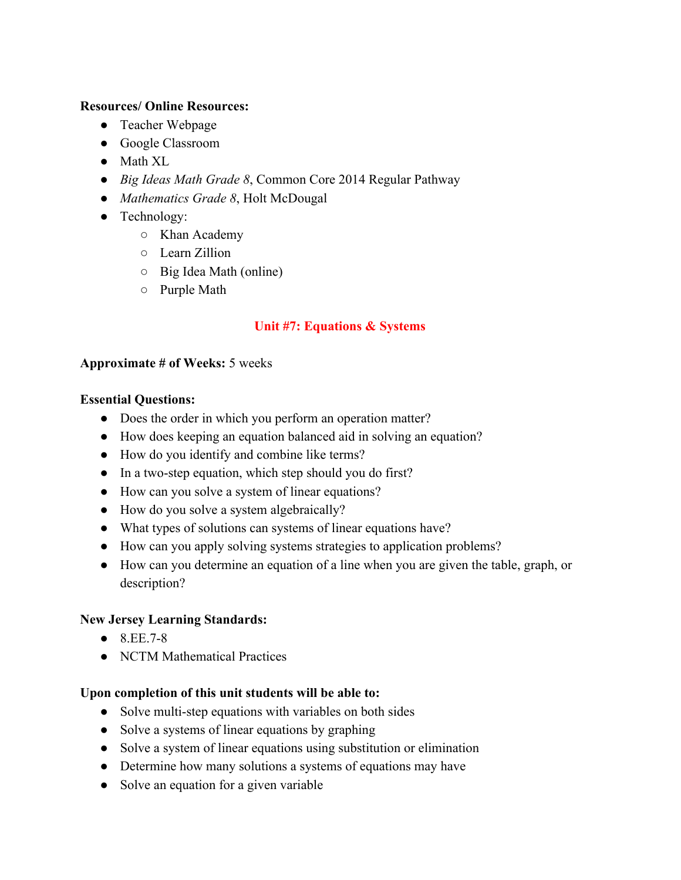**Resources/ Online Resources:**

- Teacher Webpage
- Google Classroom
- Math XL
- *Big Ideas Math Grade 8*, Common Core 2014 Regular Pathway
- *Mathematics Grade 8*, Holt McDougal
- Technology:
  - Khan Academy
  - Learn Zillion
  - Big Idea Math (online)
  - Purple Math

## Unit #7: Equations & Systems

**Approximate # of Weeks:** 5 weeks

**Essential Questions:**

- Does the order in which you perform an operation matter?
- How does keeping an equation balanced aid in solving an equation?
- How do you identify and combine like terms?
- In a two-step equation, which step should you do first?
- How can you solve a system of linear equations?
- How do you solve a system algebraically?
- What types of solutions can systems of linear equations have?
- How can you apply solving systems strategies to application problems?
- How can you determine an equation of a line when you are given the table, graph, or description?

**New Jersey Learning Standards:**

- 8.EE.7-8
- NCTM Mathematical Practices

**Upon completion of this unit students will be able to:**

- Solve multi-step equations with variables on both sides
- Solve a systems of linear equations by graphing
- Solve a system of linear equations using substitution or elimination
- Determine how many solutions a systems of equations may have
- Solve an equation for a given variable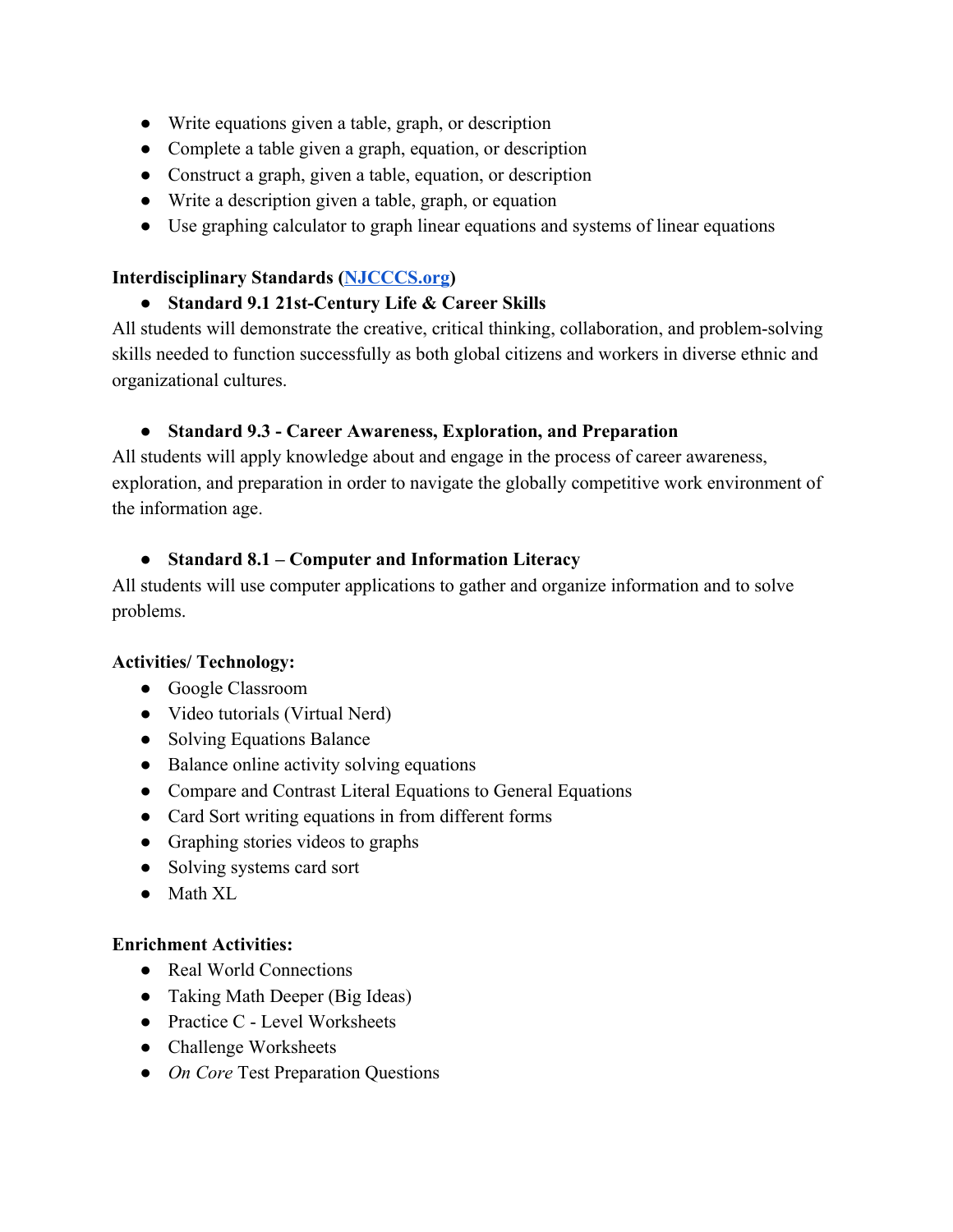- Write equations given a table, graph, or description
- Complete a table given a graph, equation, or description
- Construct a graph, given a table, equation, or description
- Write a description given a table, graph, or equation
- Use graphing calculator to graph linear equations and systems of linear equations

**Interdisciplinary Standards ([NJCCCS.org](NJCCCS.org))**

- **Standard 9.1 21st-Century Life & Career Skills**

All students will demonstrate the creative, critical thinking, collaboration, and problem-solving skills needed to function successfully as both global citizens and workers in diverse ethnic and organizational cultures.

- **Standard 9.3 - Career Awareness, Exploration, and Preparation**

All students will apply knowledge about and engage in the process of career awareness, exploration, and preparation in order to navigate the globally competitive work environment of the information age.

- **Standard 8.1 – Computer and Information Literacy**

All students will use computer applications to gather and organize information and to solve problems.

**Activities/ Technology:**

- Google Classroom
- Video tutorials (Virtual Nerd)
- Solving Equations Balance
- Balance online activity solving equations
- Compare and Contrast Literal Equations to General Equations
- Card Sort writing equations in from different forms
- Graphing stories videos to graphs
- Solving systems card sort
- Math XL

**Enrichment Activities:**

- Real World Connections
- Taking Math Deeper (Big Ideas)
- Practice C - Level Worksheets
- Challenge Worksheets
- *On Core* Test Preparation Questions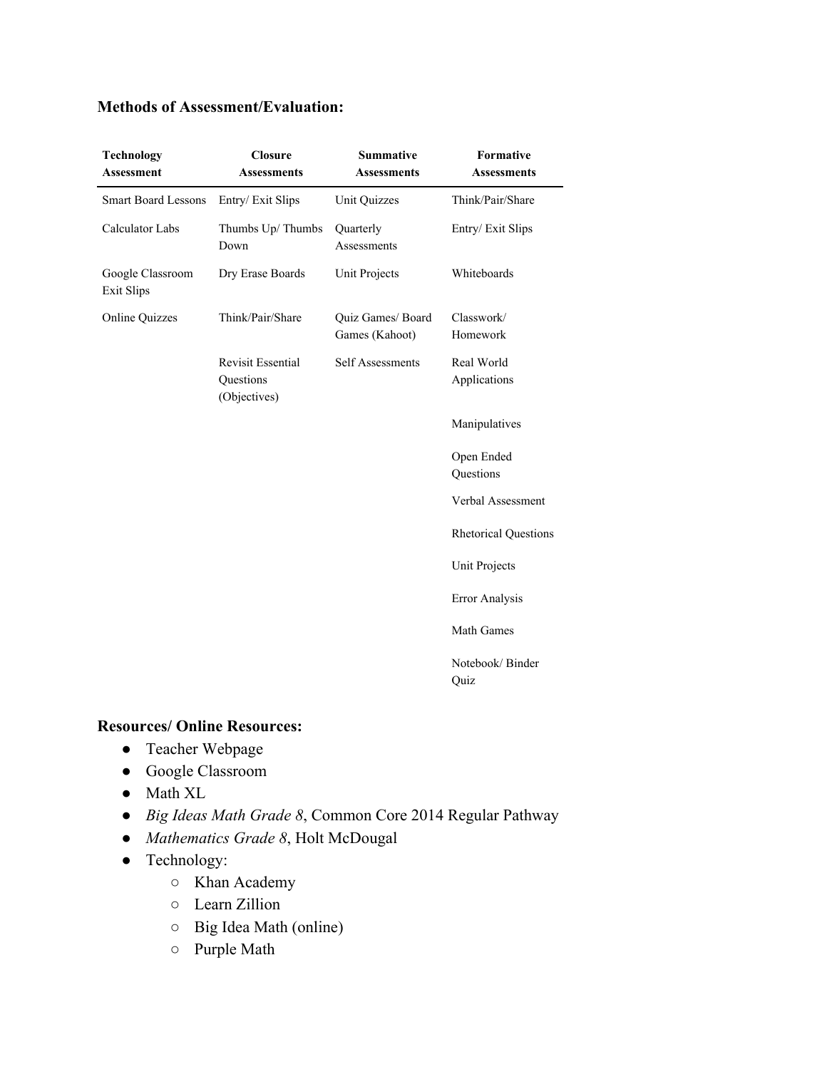**Methods of Assessment/Evaluation:**

| Technology Assessment | Closure Assessments | Summative Assessments | Formative Assessments |
|---|---|---|---|
| Smart Board Lessons | Entry/ Exit Slips | Unit Quizzes | Think/Pair/Share |
| Calculator Labs | Thumbs Up/ Thumbs Down | Quarterly Assessments | Entry/ Exit Slips |
| Google Classroom Exit Slips | Dry Erase Boards | Unit Projects | Whiteboards |
| Online Quizzes | Think/Pair/Share | Quiz Games/ Board Games (Kahoot) | Classwork/ Homework |
| | Revisit Essential Questions (Objectives) | Self Assessments | Real World Applications |
| | | | Manipulatives |
| | | | Open Ended Questions |
| | | | Verbal Assessment |
| | | | Rhetorical Questions |
| | | | Unit Projects |
| | | | Error Analysis |
| | | | Math Games |
| | | | Notebook/ Binder Quiz |

**Resources/ Online Resources:**

- Teacher Webpage
- Google Classroom
- Math XL
- *Big Ideas Math Grade 8*, Common Core 2014 Regular Pathway
- *Mathematics Grade 8*, Holt McDougal
- Technology:
  - Khan Academy
  - Learn Zillion
  - Big Idea Math (online)
  - Purple Math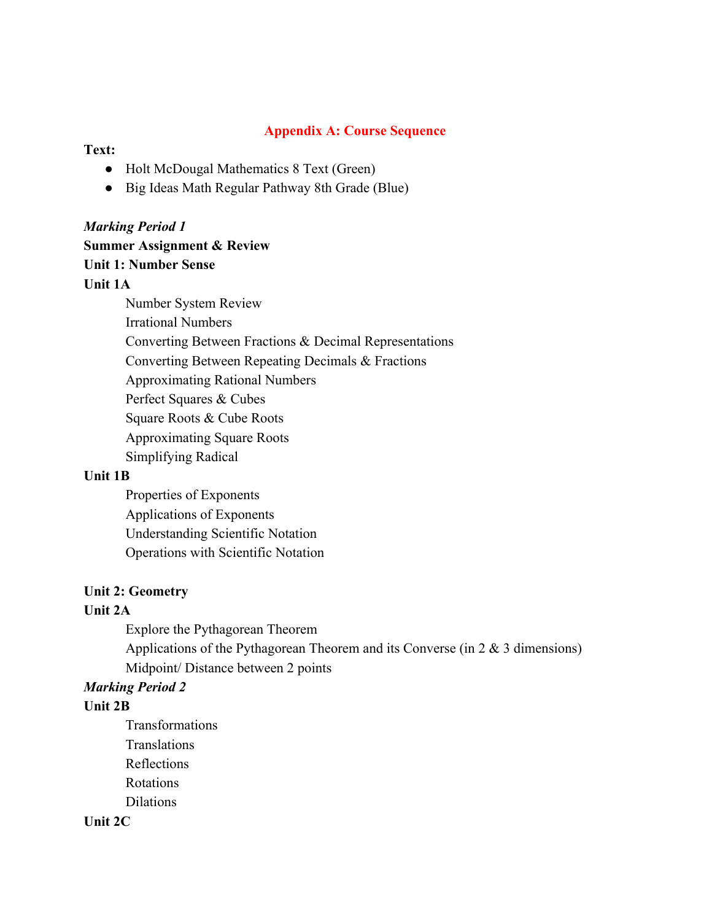## Appendix A: Course Sequence

**Text:**

- Holt McDougal Mathematics 8 Text (Green)
- Big Ideas Math Regular Pathway 8th Grade (Blue)

***Marking Period 1***

**Summer Assignment & Review**

**Unit 1: Number Sense**

**Unit 1A**

Number System Review
Irrational Numbers
Converting Between Fractions & Decimal Representations
Converting Between Repeating Decimals & Fractions
Approximating Rational Numbers
Perfect Squares & Cubes
Square Roots & Cube Roots
Approximating Square Roots
Simplifying Radical

**Unit 1B**

Properties of Exponents
Applications of Exponents
Understanding Scientific Notation
Operations with Scientific Notation

**Unit 2: Geometry**

**Unit 2A**

Explore the Pythagorean Theorem
Applications of the Pythagorean Theorem and its Converse (in 2 & 3 dimensions)
Midpoint/ Distance between 2 points

***Marking Period 2***

**Unit 2B**

Transformations
Translations
Reflections
Rotations
Dilations

**Unit 2C**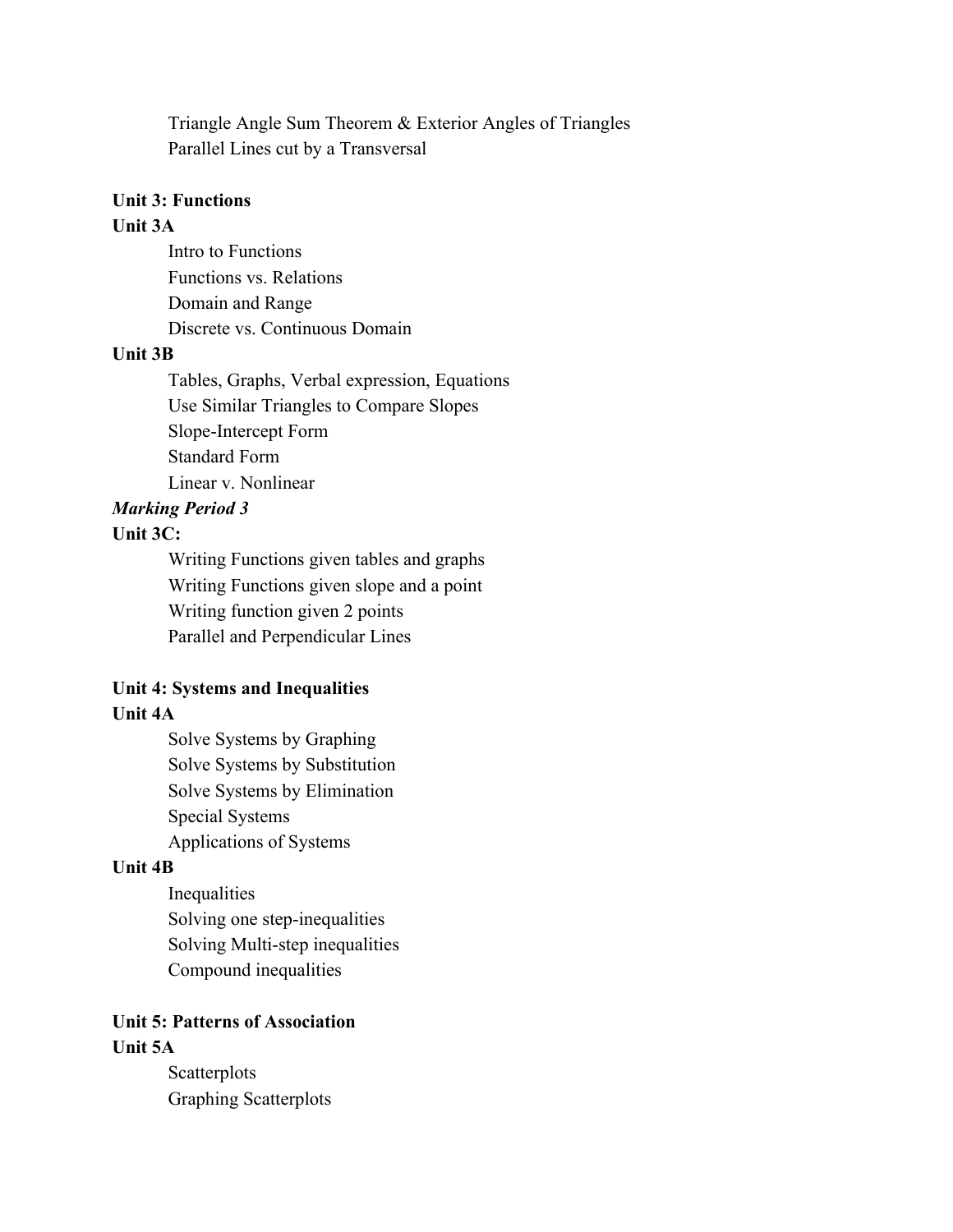- Triangle Angle Sum Theorem & Exterior Angles of Triangles
- Parallel Lines cut by a Transversal

**Unit 3: Functions**

**Unit 3A**

- Intro to Functions
- Functions vs. Relations
- Domain and Range
- Discrete vs. Continuous Domain

**Unit 3B**

- Tables, Graphs, Verbal expression, Equations
- Use Similar Triangles to Compare Slopes
- Slope-Intercept Form
- Standard Form
- Linear v. Nonlinear

***Marking Period 3***

**Unit 3C:**

- Writing Functions given tables and graphs
- Writing Functions given slope and a point
- Writing function given 2 points
- Parallel and Perpendicular Lines

**Unit 4: Systems and Inequalities**

**Unit 4A**

- Solve Systems by Graphing
- Solve Systems by Substitution
- Solve Systems by Elimination
- Special Systems
- Applications of Systems

**Unit 4B**

- Inequalities
- Solving one step-inequalities
- Solving Multi-step inequalities
- Compound inequalities

**Unit 5: Patterns of Association**

**Unit 5A**

- Scatterplots
- Graphing Scatterplots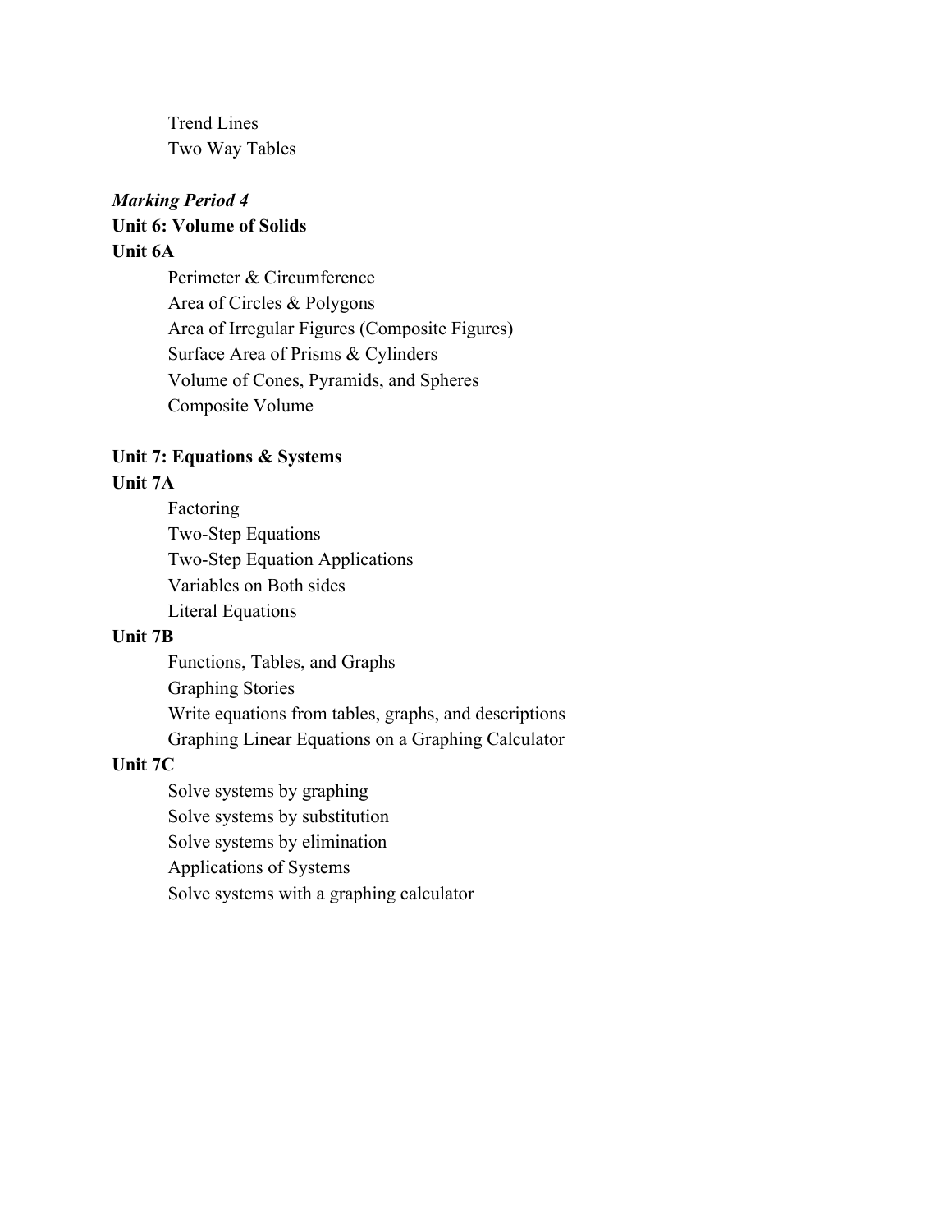- Trend Lines
- Two Way Tables

***Marking Period 4***

**Unit 6: Volume of Solids**

**Unit 6A**

- Perimeter & Circumference
- Area of Circles & Polygons
- Area of Irregular Figures (Composite Figures)
- Surface Area of Prisms & Cylinders
- Volume of Cones, Pyramids, and Spheres
- Composite Volume

**Unit 7: Equations & Systems**

**Unit 7A**

- Factoring
- Two-Step Equations
- Two-Step Equation Applications
- Variables on Both sides
- Literal Equations

**Unit 7B**

- Functions, Tables, and Graphs
- Graphing Stories
- Write equations from tables, graphs, and descriptions
- Graphing Linear Equations on a Graphing Calculator

**Unit 7C**

- Solve systems by graphing
- Solve systems by substitution
- Solve systems by elimination
- Applications of Systems
- Solve systems with a graphing calculator